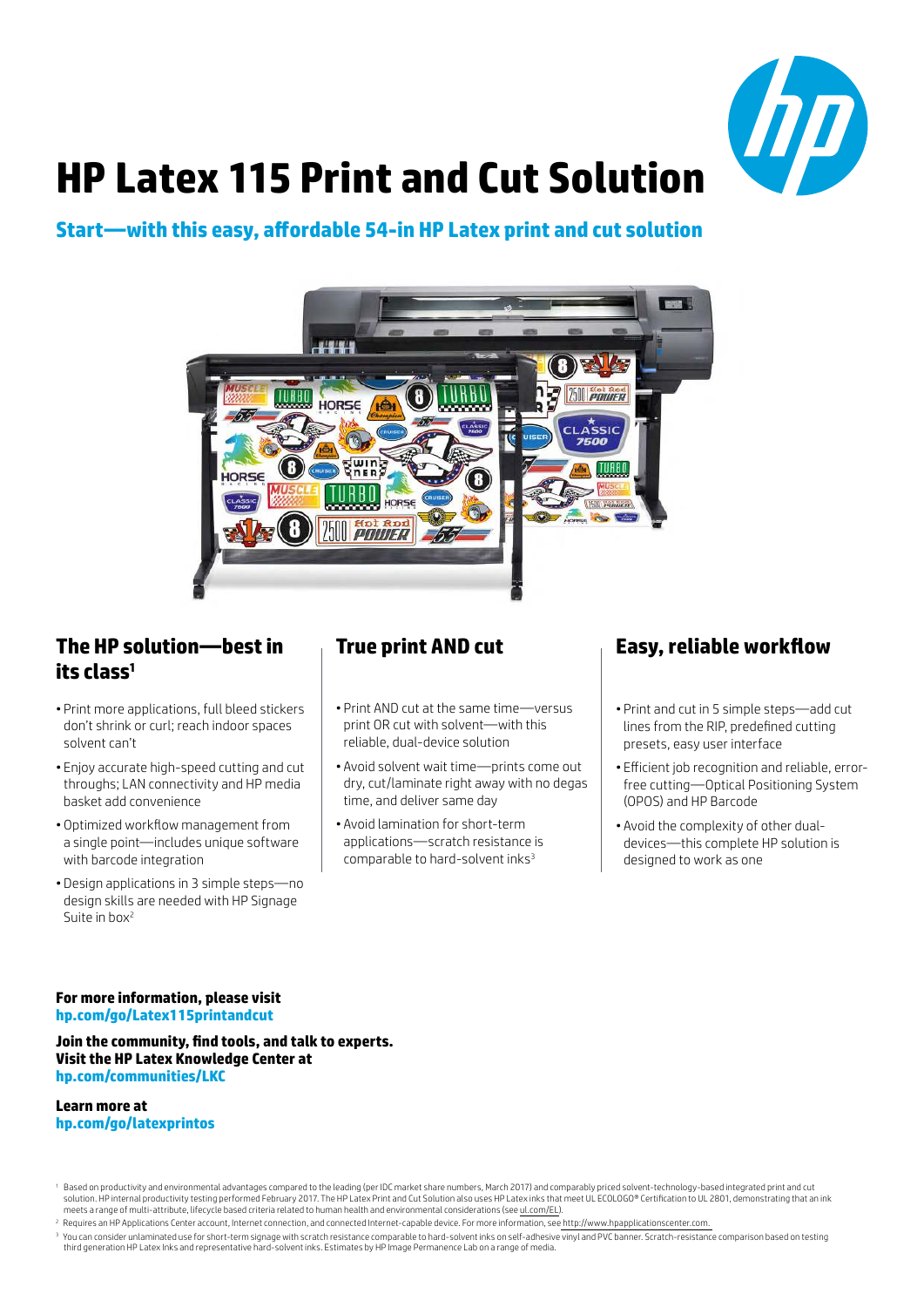# HP Latex 115 Print and Cut Solution

## Start—with this easy, affordable 54-in HP Latex print and cut solution

## The HP solution—best in its class[1]

- Print more applications, full bleed stickers don't shrink or curl; reach indoor spaces solvent can't
- Enjoy accurate high-speed cutting and cut throughs; LAN connectivity and HP media basket add convenience
- Optimized workflow management from a single point—includes unique software with barcode integration
- Design applications in 3 simple steps—no design skills are needed with HP Signage Suite in box[2]

## True print AND cut

- Print AND cut at the same time—versus print OR cut with solvent—with this reliable, dual-device solution
- Avoid solvent wait time—prints come out dry, cut/laminate right away with no degas time, and deliver same day
- Avoid lamination for short-term applications—scratch resistance is comparable to hard-solvent inks[3]

## Easy, reliable workflow

- Print and cut in 5 simple steps—add cut lines from the RIP, predefined cutting presets, easy user interface
- Efficient job recognition and reliable, error-free cutting—Optical Positioning System (OPOS) and HP Barcode
- Avoid the complexity of other dual-devices—this complete HP solution is designed to work as one

**For more information, please visit**
**hp.com/go/Latex115printandcut**

**Join the community, find tools, and talk to experts. Visit the HP Latex Knowledge Center at**
**hp.com/communities/LKC**

**Learn more at**
**hp.com/go/latexprintos**

[1] Based on productivity and environmental advantages compared to the leading (per IDC market share numbers, March 2017) and comparably priced solvent-technology-based integrated print and cut solution. HP internal productivity testing performed February 2017. The HP Latex Print and Cut Solution also uses HP Latex inks that meet UL ECOLOGO® Certification to UL 2801, demonstrating that an ink meets a range of multi-attribute, lifecycle based criteria related to human health and environmental considerations (see ul.com/EL).

[2] Requires an HP Applications Center account, Internet connection, and connected Internet-capable device. For more information, see http://www.hpapplicationscenter.com.

[3] You can consider unlaminated use for short-term signage with scratch resistance comparable to hard-solvent inks on self-adhesive vinyl and PVC banner. Scratch-resistance comparison based on testing third generation HP Latex Inks and representative hard-solvent inks. Estimates by HP Image Permanence Lab on a range of media.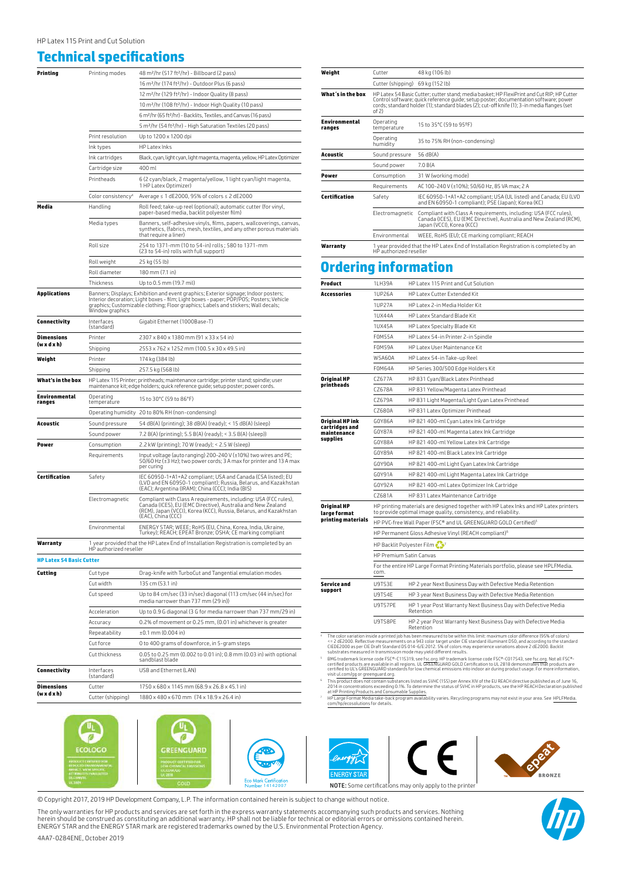# Technical specifications

| | | |
|---|---|---|
| **Printing** | Printing modes | 48 m²/hr (517 ft²/hr) - Billboard (2 pass) |
| | | 16 m²/hr (174 ft²/hr) - Outdoor Plus (6 pass) |
| | | 12 m²/hr (129 ft²/hr) - Indoor Quality (8 pass) |
| | | 10 m²/hr (108 ft²/hr) - Indoor High Quality (10 pass) |
| | | 6 m²/hr (65 ft²/hr) - Backlits, Textiles, and Canvas (16 pass) |
| | | 5 m²/hr (54 ft²/hr) - High Saturation Textiles (20 pass) |
| | Print resolution | Up to 1200 x 1200 dpi |
| | Ink types | HP Latex Inks |
| | Ink cartridges | Black, cyan, light cyan, light magenta, magenta, yellow, HP Latex Optimizer |
| | Cartridge size | 400 ml |
| | Printheads | 6 (2 cyan/black, 2 magenta/yellow, 1 light cyan/light magenta, 1 HP Latex Optimizer) |
| | Color consistency[4] | Average ≤ 1 dE2000, 95% of colors ≤ 2 dE2000 |
| **Media** | Handling | Roll feed; take-up reel (optional); automatic cutter (for vinyl, paper-based media, backlit polyester film) |
| | Media types | Banners, self-adhesive vinyls, films, papers, wallcoverings, canvas, synthetics, (fabrics, mesh, textiles, and any other porous materials that require a liner) |
| | Roll size | 254 to 1371-mm (10 to 54-in) rolls ; 580 to 1371-mm (23 to 54-in) rolls with full support) |
| | Roll weight | 25 kg (55 lb) |
| | Roll diameter | 180 mm (7.1 in) |
| | Thickness | Up to 0.5 mm (19.7 mil) |
| **Applications** | Banners; Displays; Exhibition and event graphics; Exterior signage; Indoor posters; Interior decoration; Light boxes - film; Light boxes - paper; POP/POS; Posters; Vehicle graphics; Customizable clothing; Floor graphics; Labels and stickers; Wall decals; Window graphics | |
| **Connectivity** | Interfaces (standard) | Gigabit Ethernet (1000Base-T) |
| **Dimensions (w x d x h)** | Printer | 2307 x 840 x 1380 mm (91 x 33 x 54 in) |
| | Shipping | 2553 x 762 x 1252 mm (100.5 x 30 x 49.5 in) |
| **Weight** | Printer | 174 kg (384 lb) |
| | Shipping | 257.5 kg (568 lb) |
| **What's in the box** | HP Latex 115 Printer; printheads; maintenance cartridge; printer stand; spindle; user maintenance kit; edge holders; quick reference guide; setup poster; power cords. | |
| **Environmental ranges** | Operating temperature | 15 to 30°C (59 to 86°F) |
| | Operating humidity | 20 to 80% RH (non-condensing) |
| **Acoustic** | Sound pressure | 54 dB(A) (printing); 38 dB(A) (ready); < 15 dB(A) (sleep) |
| | Sound power | 7.2 B(A) (printing); 5.5 B(A) (ready); < 3.5 B(A) (sleep)) |
| **Power** | Consumption | 2.2 kW (printing); 70 W (ready); < 2.5 W (sleep) |
| | Requirements | Input voltage (auto ranging) 200-240 V (±10%) two wires and PE; 50/60 Hz (±3 Hz); two power cords; 3 A max for printer and 13 A max per curing |
| **Certification** | Safety | IEC 60950-1+A1+A2 compliant; USA and Canada (CSA listed); EU (LVD and EN 60950-1 compliant); Russia, Belarus, and Kazakhstan (EAC); Argentina (IRAM); China (CCC); India (BIS) |
| | Electromagnetic | Compliant with Class A requirements, including: USA (FCC rules), Canada (ICES), EU (EMC Directive), Australia and New Zealand (RCM), Japan (VCCI), Korea (KCC), Russia, Belarus, and Kazakhstan (EAC), China (CCC) |
| | Environmental | ENERGY STAR; WEEE; RoHS (EU, China, Korea, India, Ukraine, Turkey); REACH; EPEAT Bronze; OSHA; CE marking compliant |
| **Warranty** | 1 year provided that the HP Latex End of Installation Registration is completed by an HP authorized reseller | |

### HP Latex 54 Basic Cutter

| | | |
|---|---|---|
| **Cutting** | Cut type | Drag-knife with TurboCut and Tangential emulation modes |
| | Cut width | 135 cm (53.1 in) |
| | Cut speed | Up to 84 cm/sec (33 in/sec) diagonal (113 cm/sec (44 in/sec) for media narrower than 737 mm (29 in)) |
| | Acceleration | Up to 0.9 G diagonal (3 G for media narrower than 737 mm/29 in) |
| | Accuracy | 0.2% of movement or 0.25 mm, (0.01 in) whichever is greater |
| | Repeatability | ±0.1 mm (0.004 in) |
| | Cut force | 0 to 400 grams of downforce, in 5-gram steps |
| | Cut thickness | 0.05 to 0.25 mm (0.002 to 0.01 in); 0.8 mm (0.03 in) with optional sandblast blade |
| **Connectivity** | Interfaces (standard) | USB and Ethernet (LAN) |
| **Dimensions (w x d x h)** | Cutter | 1750 x 680 x 1145 mm (68.9 x 26.8 x 45.1 in) |
| | Cutter (shipping) | 1880 x 480 x 670 mm (74 x 18.9 x 26.4 in) |
| **Weight** | Cutter | 48 kg (106 lb) |
| | Cutter (shipping) | 69 kg (152 lb) |
| **What's in the box** | HP Latex 54 Basic Cutter; cutter stand; media basket; HP FlexiPrint and Cut RIP; HP Cutter Control software; quick reference guide; setup poster; documentation software; power cords; standard holder (1); standard blades (2); cut-off knife (1); 3-in media flanges (set of 2) | |
| **Environmental ranges** | Operating temperature | 15 to 35°C (59 to 95°F) |
| | Operating humidity | 35 to 75% RH (non-condensing) |
| **Acoustic** | Sound pressure | 56 dB(A) |
| | Sound power | 7.0 B(A |
| **Power** | Consumption | 31 W (working mode) |
| | Requirements | AC 100-240 V (±10%); 50/60 Hz, 85 VA max; 2 A |
| **Certification** | Safety | IEC 60950-1+A1+A2 compliant; USA (UL listed) and Canada; EU (LVD and EN 60950-1 compliant); PSE (Japan); Korea (KC) |
| | Electromagnetic | Compliant with Class A requirements, including: USA (FCC rules), Canada (ICES), EU (EMC Directive), Australia and New Zealand (RCM), Japan (VCCI), Korea (KCC) |
| | Environmental | WEEE, RoHS (EU); CE marking compliant; REACH |
| **Warranty** | 1 year provided that the HP Latex End of Installation Registration is completed by an HP authorized reseller | |

# Ordering information

| | | |
|---|---|---|
| **Product** | 1LH39A | HP Latex 115 Print and Cut Solution |
| **Accessories** | 1UP26A | HP Latex Cutter Extended Kit |
| | 1UP27A | HP Latex 2-in Media Holder Kit |
| | 1UX44A | HP Latex Standard Blade Kit |
| | 1UX45A | HP Latex Specialty Blade Kit |
| | F0M55A | HP Latex 54-in Printer 2-in Spindle |
| | F0M59A | HP Latex User Maintenance Kit |
| | W5A60A | HP Latex 54-in Take-up Reel |
| | F0M64A | HP Series 300/500 Edge Holders Kit |
| **Original HP printheads** | CZ677A | HP 831 Cyan/Black Latex Printhead |
| | CZ678A | HP 831 Yellow/Magenta Latex Printhead |
| | CZ679A | HP 831 Light Magenta/Light Cyan Latex Printhead |
| | CZ680A | HP 831 Latex Optimizer Printhead |
| **Original HP ink cartridges and maintenance supplies** | G0Y86A | HP 821 400-ml Cyan Latex Ink Cartridge |
| | G0Y87A | HP 821 400-ml Magenta Latex Ink Cartridge |
| | G0Y88A | HP 821 400-ml Yellow Latex Ink Cartridge |
| | G0Y89A | HP 821 400-ml Black Latex Ink Cartridge |
| | G0Y90A | HP 821 400-ml Light Cyan Latex Ink Cartridge |
| | G0Y91A | HP 821 400-ml Light Magenta Latex Ink Cartridge |
| | G0Y92A | HP 821 400-ml Latex Optimizer Ink Cartridge |
| | CZ681A | HP 831 Latex Maintenance Cartridge |
| **Original HP large format printing materials** | HP printing materials are designed together with HP Latex Inks and HP Latex printers to provide optimal image quality, consistency, and reliability. | |
| | HP PVC-free Wall Paper (FSC® and UL GREENGUARD GOLD Certified)[5] | |
| | HP Permanent Gloss Adhesive Vinyl (REACH compliant)[6] | |
| | HP Backlit Polyester Film[7] | |
| | HP Premium Satin Canvas | |
| | For the entire HP Large Format Printing Materials portfolio, please see HPLFMedia.com. | |
| **Service and support** | U9TS3E | HP 2 year Next Business Day with Defective Media Retention |
| | U9TS4E | HP 3 year Next Business Day with Defective Media Retention |
| | U9TS7PE | HP 1 year Post Warranty Next Business Day with Defective Media Retention |
| | U9TS8PE | HP 2 year Post Warranty Next Business Day with Defective Media Retention |

[4] The color variation inside a printed job has been measured to be within this limit: maximum color difference (95% of colors) <= 2 dE2000. Reflective measurements on a 943 color target under CIE standard illuminant D50, and according to the standard CIEDE2000 as per CIE Draft Standard DS 014-6/E:2012. 5% of colors may experience variations above 2 dE2000. Backlit substrates measured in transmission mode may yield different results.

[5] BMG trademark license code FSC®-C115319, see fsc.org. HP trademark license code FSC®-C017543, see fsc.org. Not all FSC®-certified products are available in all regions. UL GREENGUARD GOLD Certification to UL 2818 demonstrates that products are certified to UL's GREENGUARD standards for low chemical emissions into indoor air during product usage. For more information, visit ul.com/gg or greenguard.org.

[6] This product does not contain substances listed as SVHC (155) per Annex XIV of the EU REACH directive published as of June 16, 2014 in concentrations exceeding 0.1%. To determine the status of SVHC in HP products, see the HP REACH Declaration published at HP Printing Products and Consumable Supplies.

[7] HP Large Format Media take-back program availability varies. Recycling programs may not exist in your area. See HPLFMedia.com/hp/ecosolutions for details.

Eco Mark Certification Number 14142007

NOTE: Some certifications may only apply to the printer

© Copyright 2017, 2019 HP Development Company, L.P. The information contained herein is subject to change without notice.

The only warranties for HP products and services are set forth in the express warranty statements accompanying such products and services. Nothing herein should be construed as constituting an additional warranty. HP shall not be liable for technical or editorial errors or omissions contained herein. ENERGY STAR and the ENERGY STAR mark are registered trademarks owned by the U.S. Environmental Protection Agency.

4AA7-0284ENE, October 2019